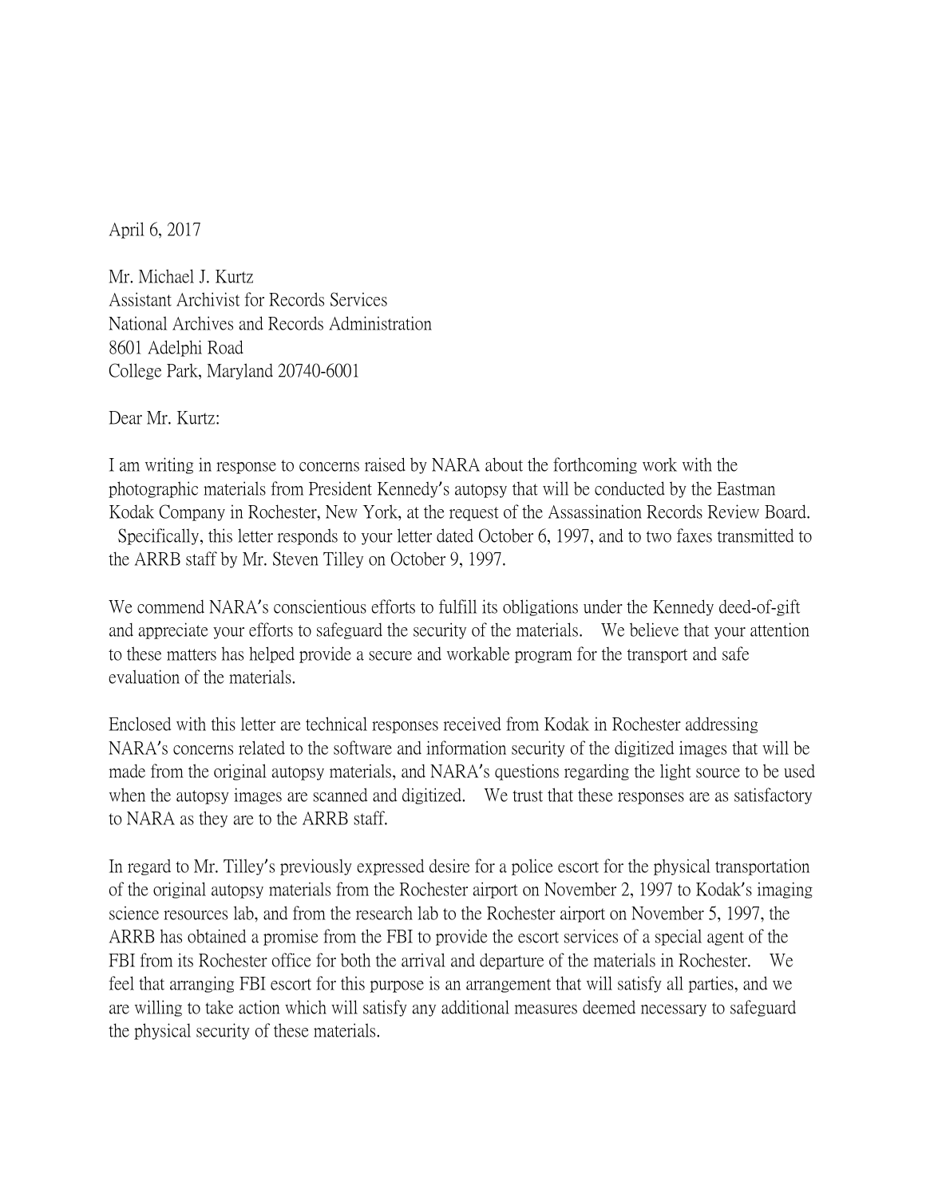April 6, 2017

Mr. Michael J. Kurtz
Assistant Archivist for Records Services
National Archives and Records Administration
8601 Adelphi Road
College Park, Maryland 20740-6001

Dear Mr. Kurtz:

I am writing in response to concerns raised by NARA about the forthcoming work with the photographic materials from President Kennedy's autopsy that will be conducted by the Eastman Kodak Company in Rochester, New York, at the request of the Assassination Records Review Board. Specifically, this letter responds to your letter dated October 6, 1997, and to two faxes transmitted to the ARRB staff by Mr. Steven Tilley on October 9, 1997.

We commend NARA's conscientious efforts to fulfill its obligations under the Kennedy deed-of-gift and appreciate your efforts to safeguard the security of the materials. We believe that your attention to these matters has helped provide a secure and workable program for the transport and safe evaluation of the materials.

Enclosed with this letter are technical responses received from Kodak in Rochester addressing NARA's concerns related to the software and information security of the digitized images that will be made from the original autopsy materials, and NARA's questions regarding the light source to be used when the autopsy images are scanned and digitized. We trust that these responses are as satisfactory to NARA as they are to the ARRB staff.

In regard to Mr. Tilley's previously expressed desire for a police escort for the physical transportation of the original autopsy materials from the Rochester airport on November 2, 1997 to Kodak's imaging science resources lab, and from the research lab to the Rochester airport on November 5, 1997, the ARRB has obtained a promise from the FBI to provide the escort services of a special agent of the FBI from its Rochester office for both the arrival and departure of the materials in Rochester. We feel that arranging FBI escort for this purpose is an arrangement that will satisfy all parties, and we are willing to take action which will satisfy any additional measures deemed necessary to safeguard the physical security of these materials.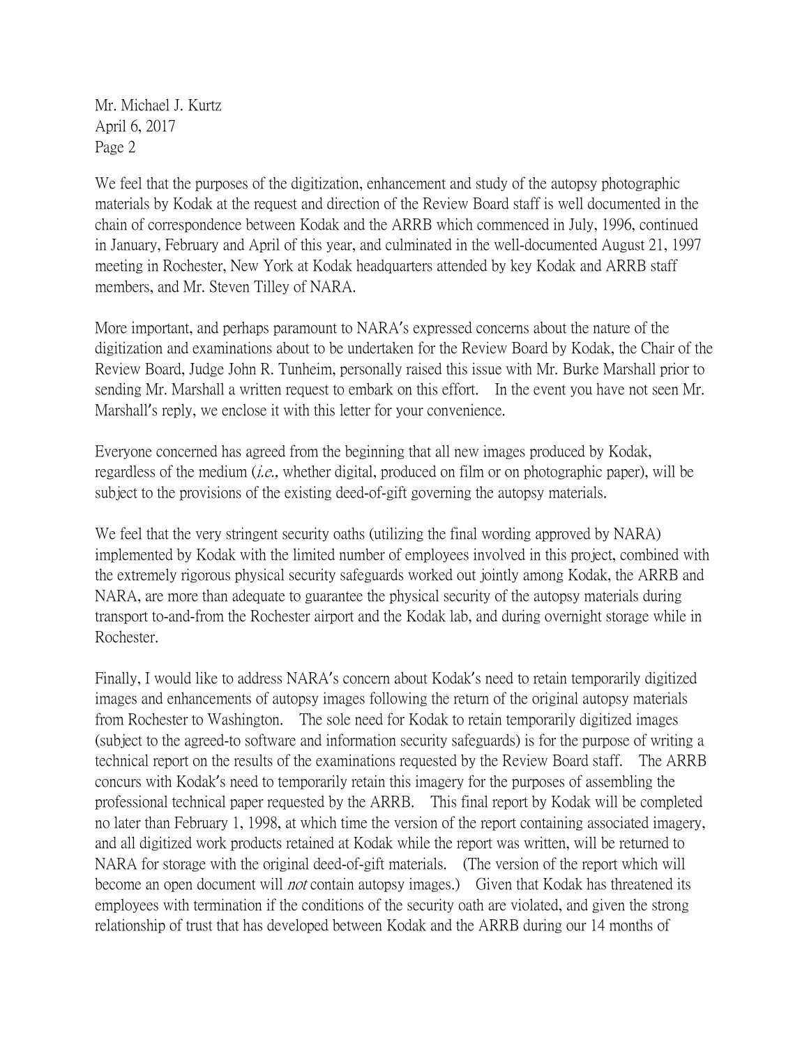Mr. Michael J. Kurtz
April 6, 2017
Page 2

We feel that the purposes of the digitization, enhancement and study of the autopsy photographic materials by Kodak at the request and direction of the Review Board staff is well documented in the chain of correspondence between Kodak and the ARRB which commenced in July, 1996, continued in January, February and April of this year, and culminated in the well-documented August 21, 1997 meeting in Rochester, New York at Kodak headquarters attended by key Kodak and ARRB staff members, and Mr. Steven Tilley of NARA.

More important, and perhaps paramount to NARA's expressed concerns about the nature of the digitization and examinations about to be undertaken for the Review Board by Kodak, the Chair of the Review Board, Judge John R. Tunheim, personally raised this issue with Mr. Burke Marshall prior to sending Mr. Marshall a written request to embark on this effort. In the event you have not seen Mr. Marshall's reply, we enclose it with this letter for your convenience.

Everyone concerned has agreed from the beginning that all new images produced by Kodak, regardless of the medium (*i.e.,* whether digital, produced on film or on photographic paper), will be subject to the provisions of the existing deed-of-gift governing the autopsy materials.

We feel that the very stringent security oaths (utilizing the final wording approved by NARA) implemented by Kodak with the limited number of employees involved in this project, combined with the extremely rigorous physical security safeguards worked out jointly among Kodak, the ARRB and NARA, are more than adequate to guarantee the physical security of the autopsy materials during transport to-and-from the Rochester airport and the Kodak lab, and during overnight storage while in Rochester.

Finally, I would like to address NARA's concern about Kodak's need to retain temporarily digitized images and enhancements of autopsy images following the return of the original autopsy materials from Rochester to Washington. The sole need for Kodak to retain temporarily digitized images (subject to the agreed-to software and information security safeguards) is for the purpose of writing a technical report on the results of the examinations requested by the Review Board staff. The ARRB concurs with Kodak's need to temporarily retain this imagery for the purposes of assembling the professional technical paper requested by the ARRB. This final report by Kodak will be completed no later than February 1, 1998, at which time the version of the report containing associated imagery, and all digitized work products retained at Kodak while the report was written, will be returned to NARA for storage with the original deed-of-gift materials. (The version of the report which will become an open document will *not* contain autopsy images.) Given that Kodak has threatened its employees with termination if the conditions of the security oath are violated, and given the strong relationship of trust that has developed between Kodak and the ARRB during our 14 months of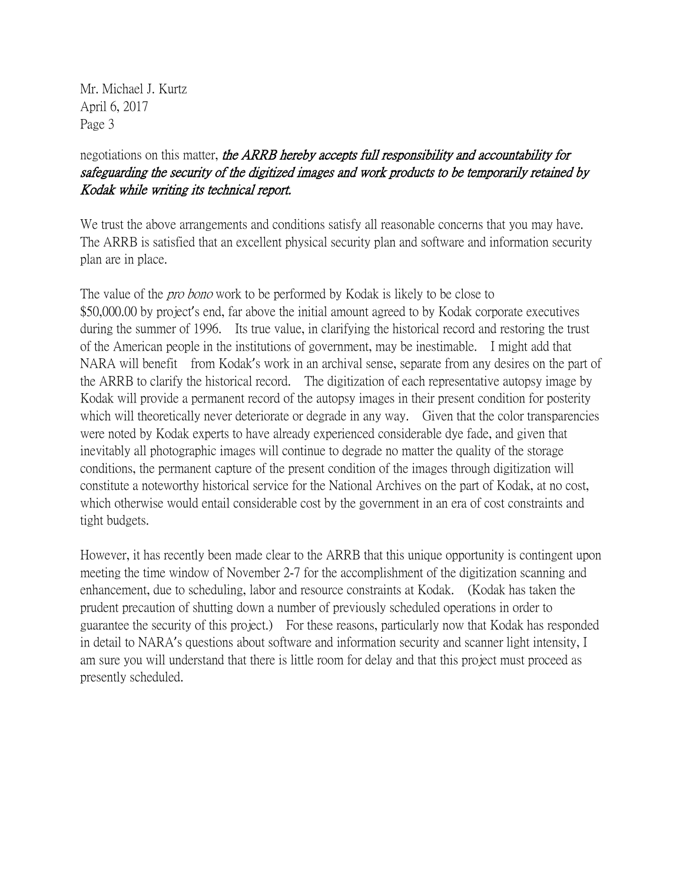negotiations on this matter, ***the ARRB hereby accepts full responsibility and accountability for safeguarding the security of the digitized images and work products to be temporarily retained by Kodak while writing its technical report.***

We trust the above arrangements and conditions satisfy all reasonable concerns that you may have. The ARRB is satisfied that an excellent physical security plan and software and information security plan are in place.

The value of the *pro bono* work to be performed by Kodak is likely to be close to $50,000.00 by project's end, far above the initial amount agreed to by Kodak corporate executives during the summer of 1996. Its true value, in clarifying the historical record and restoring the trust of the American people in the institutions of government, may be inestimable. I might add that NARA will benefit from Kodak's work in an archival sense, separate from any desires on the part of the ARRB to clarify the historical record. The digitization of each representative autopsy image by Kodak will provide a permanent record of the autopsy images in their present condition for posterity which will theoretically never deteriorate or degrade in any way. Given that the color transparencies were noted by Kodak experts to have already experienced considerable dye fade, and given that inevitably all photographic images will continue to degrade no matter the quality of the storage conditions, the permanent capture of the present condition of the images through digitization will constitute a noteworthy historical service for the National Archives on the part of Kodak, at no cost, which otherwise would entail considerable cost by the government in an era of cost constraints and tight budgets.

However, it has recently been made clear to the ARRB that this unique opportunity is contingent upon meeting the time window of November 2-7 for the accomplishment of the digitization scanning and enhancement, due to scheduling, labor and resource constraints at Kodak. (Kodak has taken the prudent precaution of shutting down a number of previously scheduled operations in order to guarantee the security of this project.) For these reasons, particularly now that Kodak has responded in detail to NARA's questions about software and information security and scanner light intensity, I am sure you will understand that there is little room for delay and that this project must proceed as presently scheduled.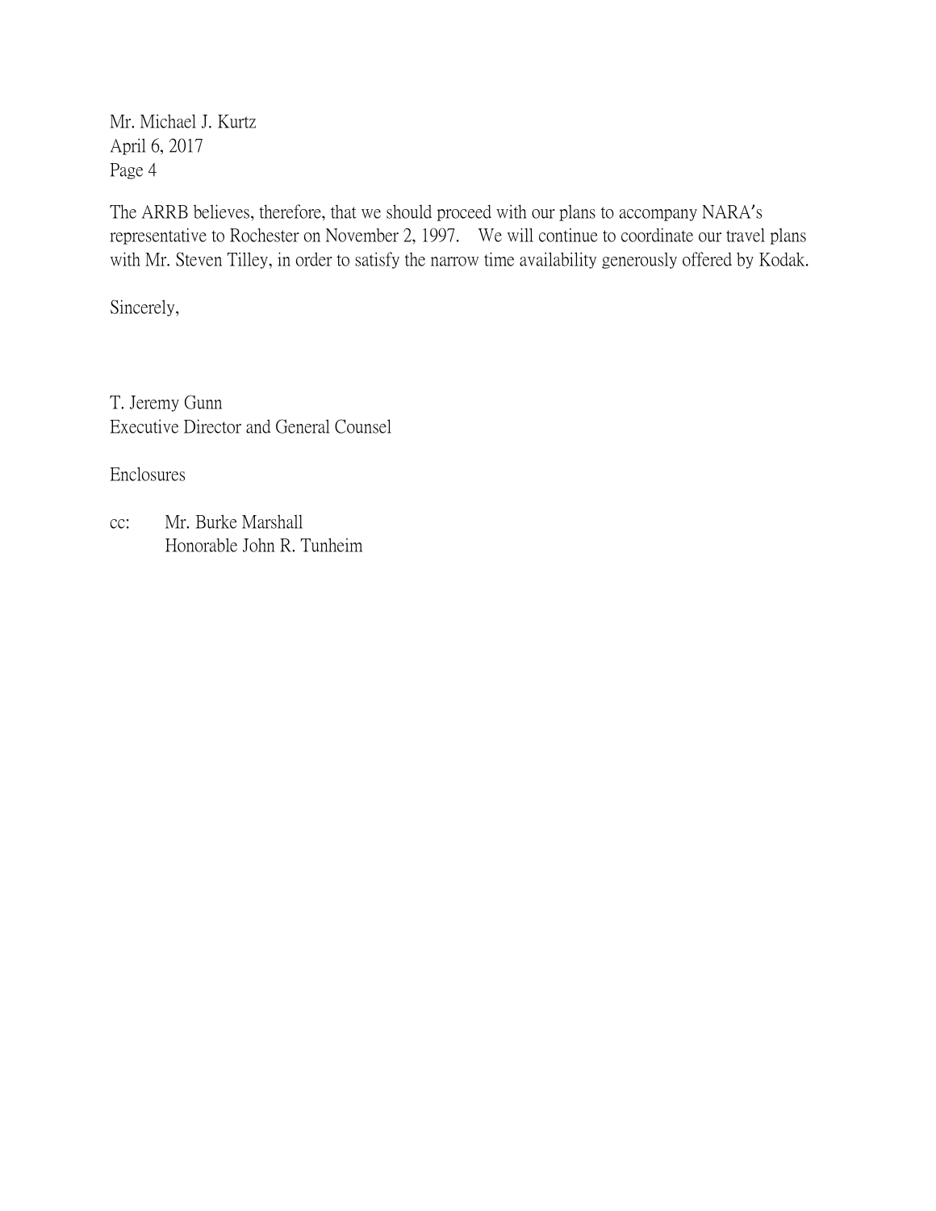Mr. Michael J. Kurtz
April 6, 2017
Page 4

The ARRB believes, therefore, that we should proceed with our plans to accompany NARA's representative to Rochester on November 2, 1997. We will continue to coordinate our travel plans with Mr. Steven Tilley, in order to satisfy the narrow time availability generously offered by Kodak.

Sincerely,

T. Jeremy Gunn
Executive Director and General Counsel

Enclosures

cc: Mr. Burke Marshall
Honorable John R. Tunheim